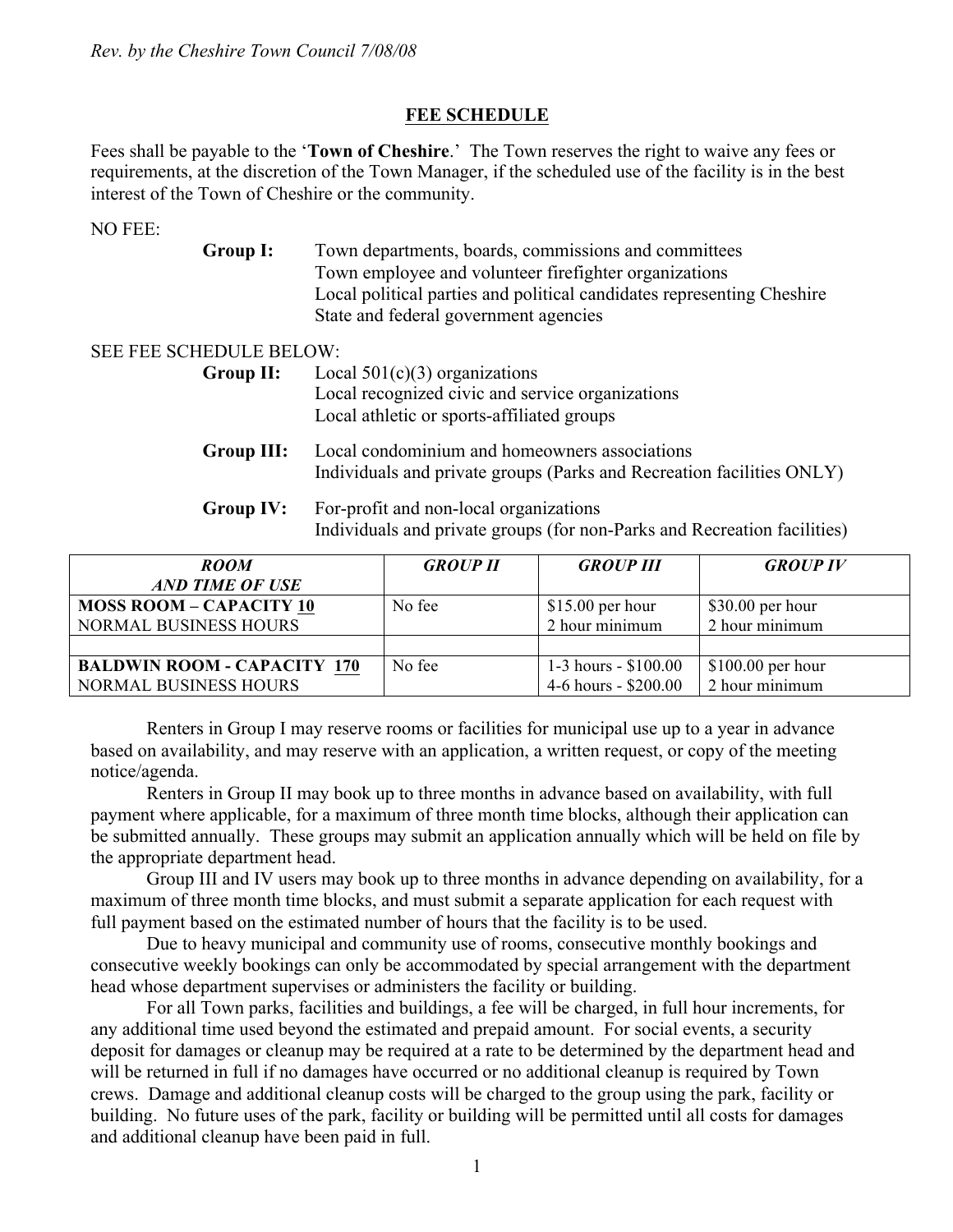*Rev. by the Cheshire Town Council 7/08/08*

## FEE SCHEDULE

Fees shall be payable to the '**Town of Cheshire**.' The Town reserves the right to waive any fees or requirements, at the discretion of the Town Manager, if the scheduled use of the facility is in the best interest of the Town of Cheshire or the community.

NO FEE:

**Group I:** Town departments, boards, commissions and committees
Town employee and volunteer firefighter organizations
Local political parties and political candidates representing Cheshire
State and federal government agencies

SEE FEE SCHEDULE BELOW:

**Group II:** Local 501(c)(3) organizations
Local recognized civic and service organizations
Local athletic or sports-affiliated groups

**Group III:** Local condominium and homeowners associations
Individuals and private groups (Parks and Recreation facilities ONLY)

**Group IV:** For-profit and non-local organizations
Individuals and private groups (for non-Parks and Recreation facilities)

| *ROOM AND TIME OF USE* | *GROUP II* | *GROUP III* | *GROUP IV* |
|---|---|---|---|
| **MOSS ROOM – CAPACITY 10** NORMAL BUSINESS HOURS | No fee | $15.00 per hour 2 hour minimum | $30.00 per hour 2 hour minimum |
| | | | |
| **BALDWIN ROOM - CAPACITY 170** NORMAL BUSINESS HOURS | No fee | 1-3 hours - $100.00 4-6 hours - $200.00 | $100.00 per hour 2 hour minimum |

Renters in Group I may reserve rooms or facilities for municipal use up to a year in advance based on availability, and may reserve with an application, a written request, or copy of the meeting notice/agenda.

Renters in Group II may book up to three months in advance based on availability, with full payment where applicable, for a maximum of three month time blocks, although their application can be submitted annually. These groups may submit an application annually which will be held on file by the appropriate department head.

Group III and IV users may book up to three months in advance depending on availability, for a maximum of three month time blocks, and must submit a separate application for each request with full payment based on the estimated number of hours that the facility is to be used.

Due to heavy municipal and community use of rooms, consecutive monthly bookings and consecutive weekly bookings can only be accommodated by special arrangement with the department head whose department supervises or administers the facility or building.

For all Town parks, facilities and buildings, a fee will be charged, in full hour increments, for any additional time used beyond the estimated and prepaid amount. For social events, a security deposit for damages or cleanup may be required at a rate to be determined by the department head and will be returned in full if no damages have occurred or no additional cleanup is required by Town crews. Damage and additional cleanup costs will be charged to the group using the park, facility or building. No future uses of the park, facility or building will be permitted until all costs for damages and additional cleanup have been paid in full.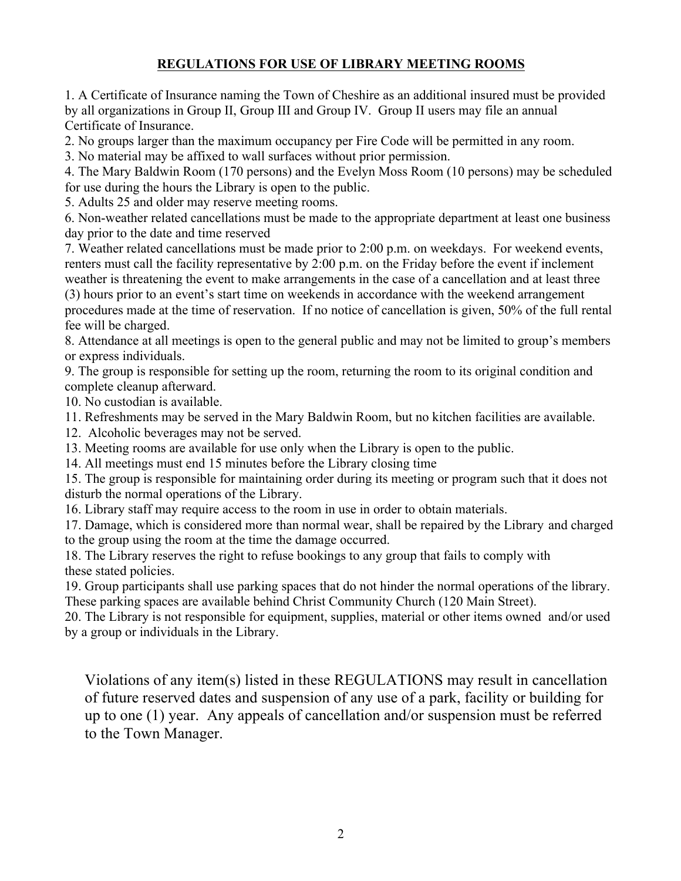## REGULATIONS FOR USE OF LIBRARY MEETING ROOMS

1. A Certificate of Insurance naming the Town of Cheshire as an additional insured must be provided by all organizations in Group II, Group III and Group IV. Group II users may file an annual Certificate of Insurance.
2. No groups larger than the maximum occupancy per Fire Code will be permitted in any room.
3. No material may be affixed to wall surfaces without prior permission.
4. The Mary Baldwin Room (170 persons) and the Evelyn Moss Room (10 persons) may be scheduled for use during the hours the Library is open to the public.
5. Adults 25 and older may reserve meeting rooms.
6. Non-weather related cancellations must be made to the appropriate department at least one business day prior to the date and time reserved
7. Weather related cancellations must be made prior to 2:00 p.m. on weekdays. For weekend events, renters must call the facility representative by 2:00 p.m. on the Friday before the event if inclement weather is threatening the event to make arrangements in the case of a cancellation and at least three (3) hours prior to an event's start time on weekends in accordance with the weekend arrangement procedures made at the time of reservation. If no notice of cancellation is given, 50% of the full rental fee will be charged.
8. Attendance at all meetings is open to the general public and may not be limited to group's members or express individuals.
9. The group is responsible for setting up the room, returning the room to its original condition and complete cleanup afterward.
10. No custodian is available.
11. Refreshments may be served in the Mary Baldwin Room, but no kitchen facilities are available.
12. Alcoholic beverages may not be served.
13. Meeting rooms are available for use only when the Library is open to the public.
14. All meetings must end 15 minutes before the Library closing time
15. The group is responsible for maintaining order during its meeting or program such that it does not disturb the normal operations of the Library.
16. Library staff may require access to the room in use in order to obtain materials.
17. Damage, which is considered more than normal wear, shall be repaired by the Library and charged to the group using the room at the time the damage occurred.
18. The Library reserves the right to refuse bookings to any group that fails to comply with these stated policies.
19. Group participants shall use parking spaces that do not hinder the normal operations of the library. These parking spaces are available behind Christ Community Church (120 Main Street).
20. The Library is not responsible for equipment, supplies, material or other items owned and/or used by a group or individuals in the Library.

Violations of any item(s) listed in these REGULATIONS may result in cancellation of future reserved dates and suspension of any use of a park, facility or building for up to one (1) year. Any appeals of cancellation and/or suspension must be referred to the Town Manager.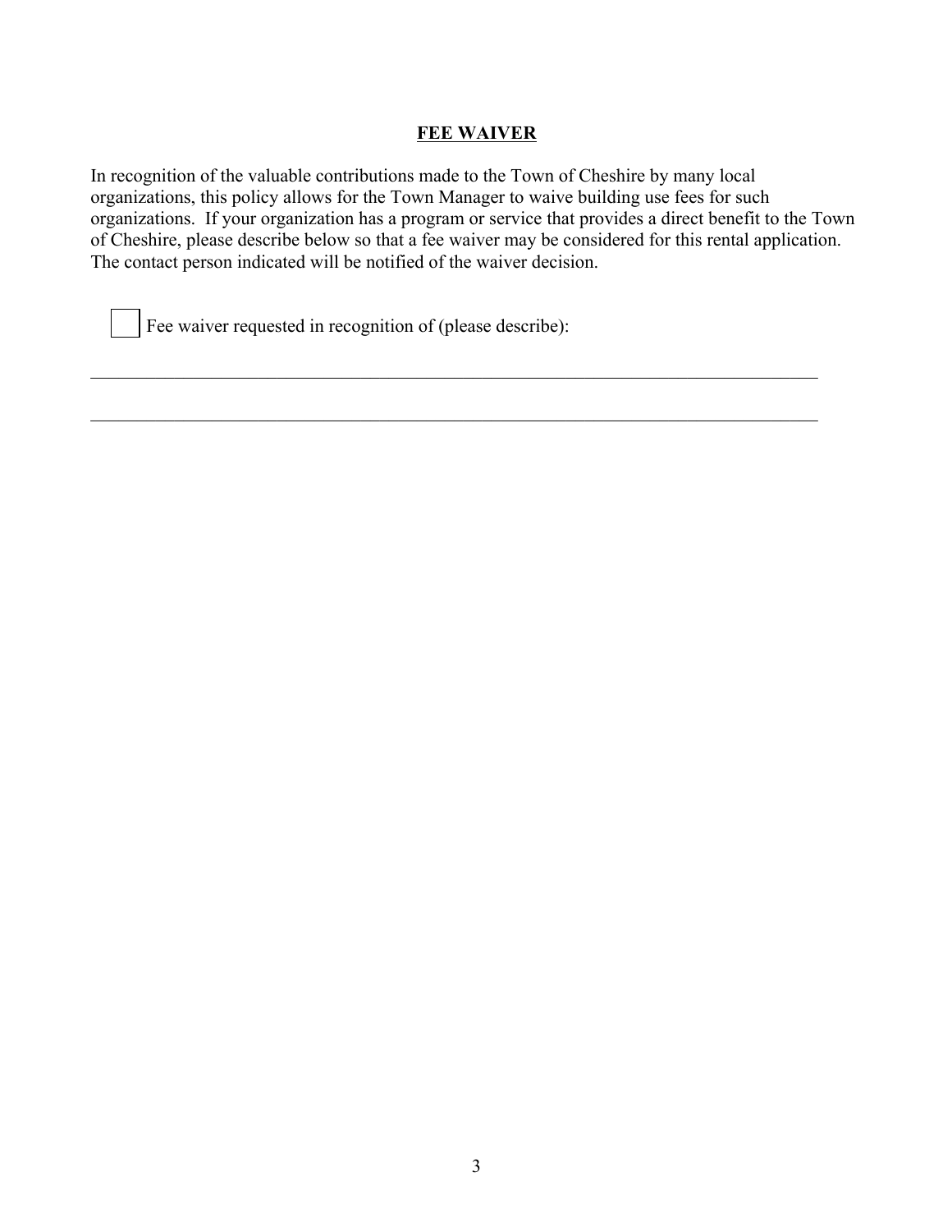## FEE WAIVER

In recognition of the valuable contributions made to the Town of Cheshire by many local organizations, this policy allows for the Town Manager to waive building use fees for such organizations. If your organization has a program or service that provides a direct benefit to the Town of Cheshire, please describe below so that a fee waiver may be considered for this rental application. The contact person indicated will be notified of the waiver decision.

☐ Fee waiver requested in recognition of (please describe):

\_\_\_\_\_\_\_\_\_\_\_\_\_\_\_\_\_\_\_\_\_\_\_\_\_\_\_\_\_\_\_\_\_\_\_\_\_\_\_\_\_\_\_\_\_\_\_\_\_\_\_\_\_\_\_\_\_\_\_\_\_\_\_\_\_\_\_\_\_\_\_\_\_\_\_\_\_\_

\_\_\_\_\_\_\_\_\_\_\_\_\_\_\_\_\_\_\_\_\_\_\_\_\_\_\_\_\_\_\_\_\_\_\_\_\_\_\_\_\_\_\_\_\_\_\_\_\_\_\_\_\_\_\_\_\_\_\_\_\_\_\_\_\_\_\_\_\_\_\_\_\_\_\_\_\_\_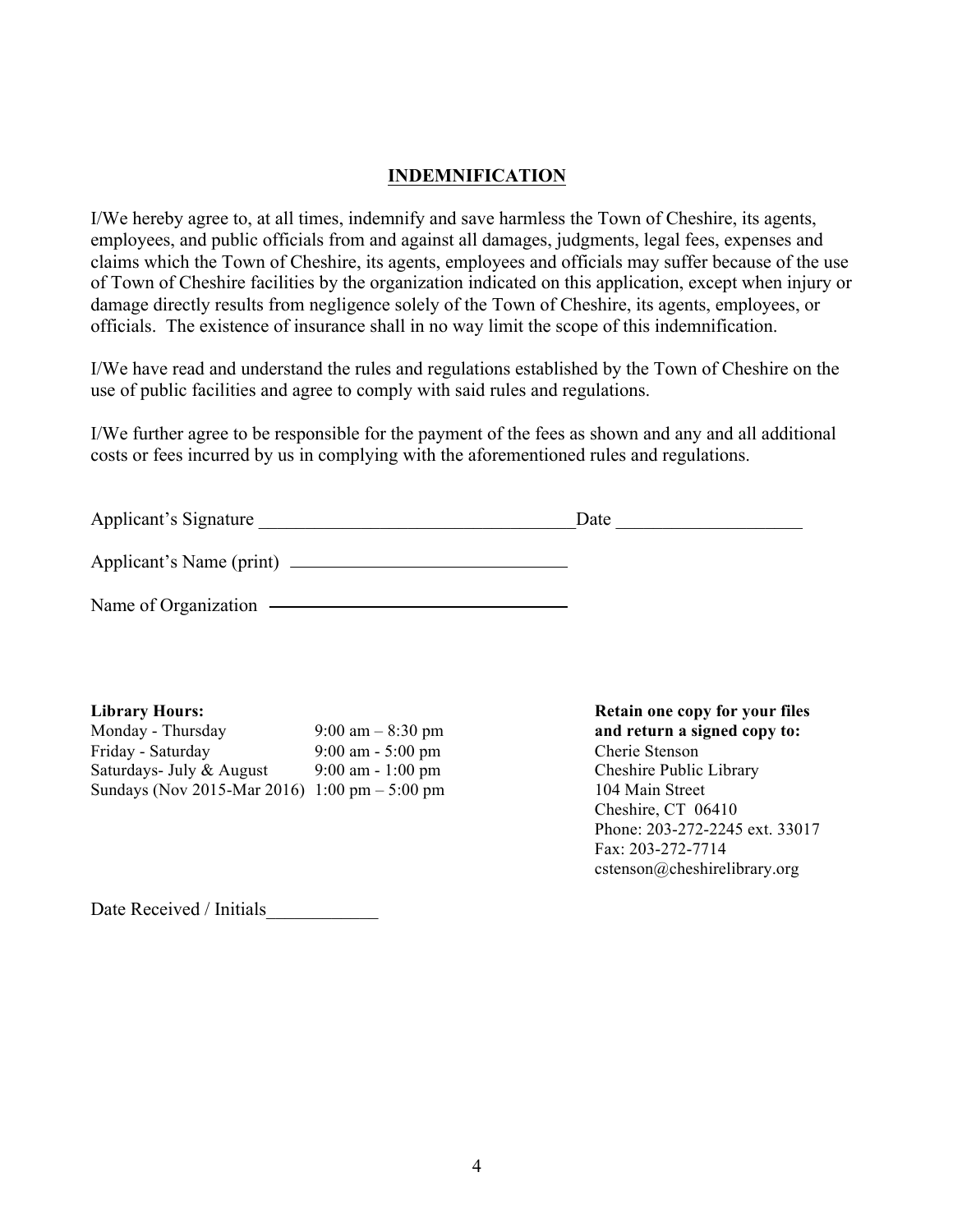## INDEMNIFICATION

I/We hereby agree to, at all times, indemnify and save harmless the Town of Cheshire, its agents, employees, and public officials from and against all damages, judgments, legal fees, expenses and claims which the Town of Cheshire, its agents, employees and officials may suffer because of the use of Town of Cheshire facilities by the organization indicated on this application, except when injury or damage directly results from negligence solely of the Town of Cheshire, its agents, employees, or officials. The existence of insurance shall in no way limit the scope of this indemnification.

I/We have read and understand the rules and regulations established by the Town of Cheshire on the use of public facilities and agree to comply with said rules and regulations.

I/We further agree to be responsible for the payment of the fees as shown and any and all additional costs or fees incurred by us in complying with the aforementioned rules and regulations.

Applicant's Signature ___________________________________ Date ____________________

Applicant's Name (print) ____________________________

Name of Organization ________________________________

**Library Hours:**

| | |
|---|---|
| Monday - Thursday | 9:00 am – 8:30 pm |
| Friday - Saturday | 9:00 am - 5:00 pm |
| Saturdays- July & August | 9:00 am - 1:00 pm |
| Sundays (Nov 2015-Mar 2016) | 1:00 pm – 5:00 pm |

**Retain one copy for your files and return a signed copy to:**
Cherie Stenson
Cheshire Public Library
104 Main Street
Cheshire, CT 06410
Phone: 203-272-2245 ext. 33017
Fax: 203-272-7714
cstenson@cheshirelibrary.org

Date Received / Initials____________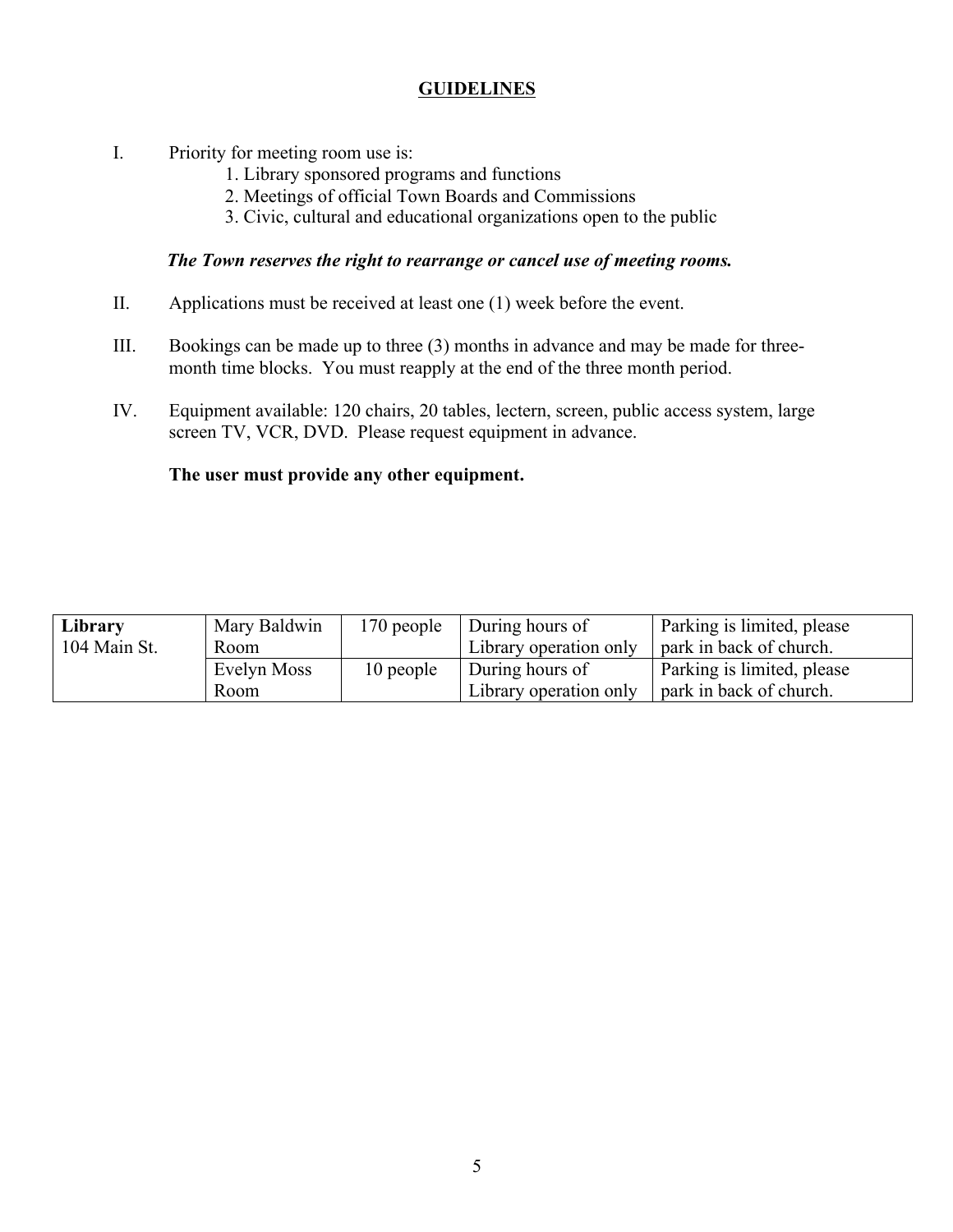# GUIDELINES

I. Priority for meeting room use is:
   1. Library sponsored programs and functions
   2. Meetings of official Town Boards and Commissions
   3. Civic, cultural and educational organizations open to the public

   ***The Town reserves the right to rearrange or cancel use of meeting rooms.***

II. Applications must be received at least one (1) week before the event.

III. Bookings can be made up to three (3) months in advance and may be made for three-month time blocks. You must reapply at the end of the three month period.

IV. Equipment available: 120 chairs, 20 tables, lectern, screen, public access system, large screen TV, VCR, DVD. Please request equipment in advance.

   **The user must provide any other equipment.**

| **Library** 104 Main St. | Mary Baldwin Room | 170 people | During hours of Library operation only | Parking is limited, please park in back of church. |
|---|---|---|---|---|
| | Evelyn Moss Room | 10 people | During hours of Library operation only | Parking is limited, please park in back of church. |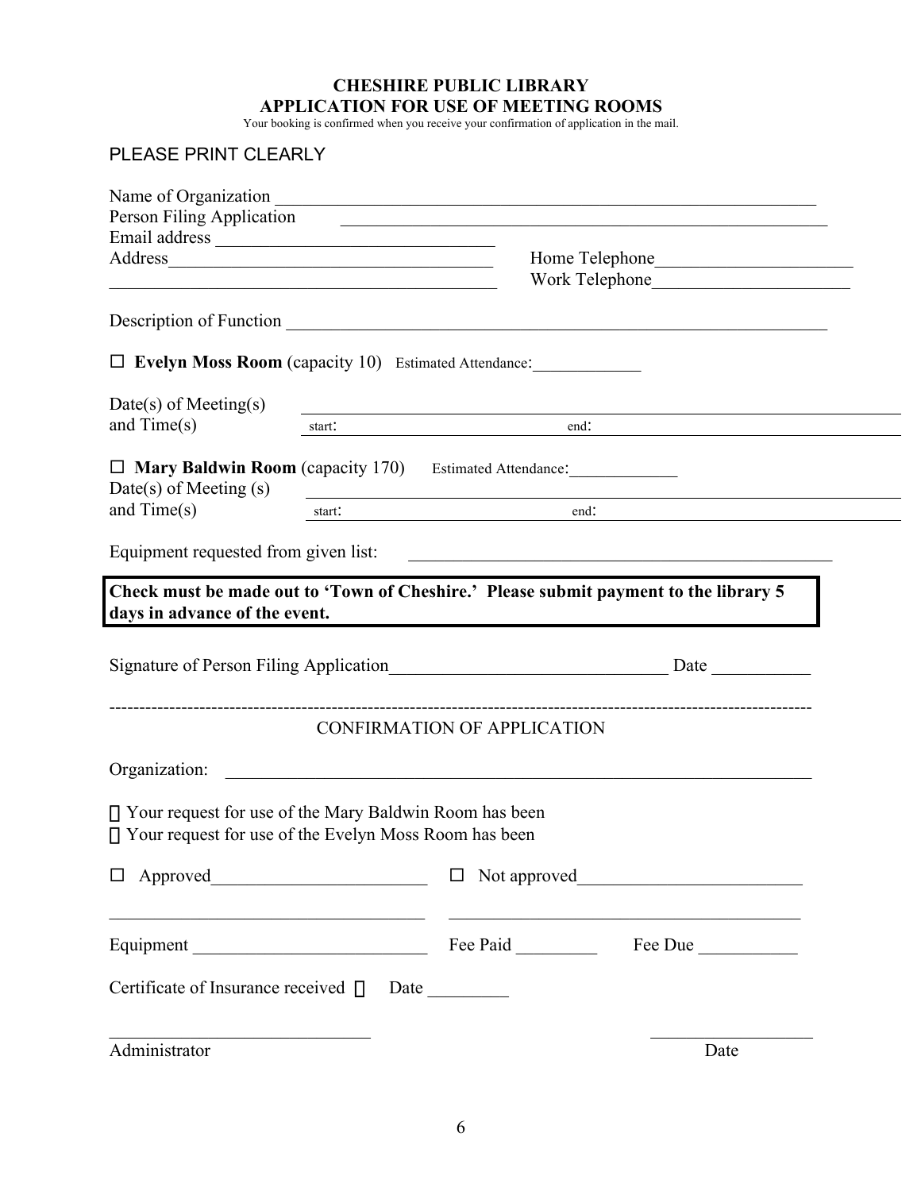# CHESHIRE PUBLIC LIBRARY
## APPLICATION FOR USE OF MEETING ROOMS

Your booking is confirmed when you receive your confirmation of application in the mail.

PLEASE PRINT CLEARLY

Name of Organization ____________________________________________________________

Person Filing Application ____________________________________________________________

Email address ______________________________

Address ____________________________________ Home Telephone______________________

____________________________________________ Work Telephone_____________________

Description of Function ____________________________________________________________

☐ **Evelyn Moss Room** (capacity 10) Estimated Attendance:____________

Date(s) of Meeting(s) ____________________________________________________________

and Time(s) start: ______________________ end: ______________________

☐ **Mary Baldwin Room** (capacity 170) Estimated Attendance:____________

Date(s) of Meeting (s) ____________________________________________________________

and Time(s) start: ______________________ end: ______________________

Equipment requested from given list: ______________________________________________

**Check must be made out to 'Town of Cheshire.' Please submit payment to the library 5 days in advance of the event.**

Signature of Person Filing Application______________________________ Date ___________

---

CONFIRMATION OF APPLICATION

Organization: ____________________________________________________________

☐ Your request for use of the Mary Baldwin Room has been

☐ Your request for use of the Evelyn Moss Room has been

☐ Approved________________________ ☐ Not approved________________________

____________________________________ ________________________________________

Equipment _________________________ Fee Paid _________ Fee Due ___________

Certificate of Insurance received ☐ Date _________

_____________________________ __________________

Administrator Date